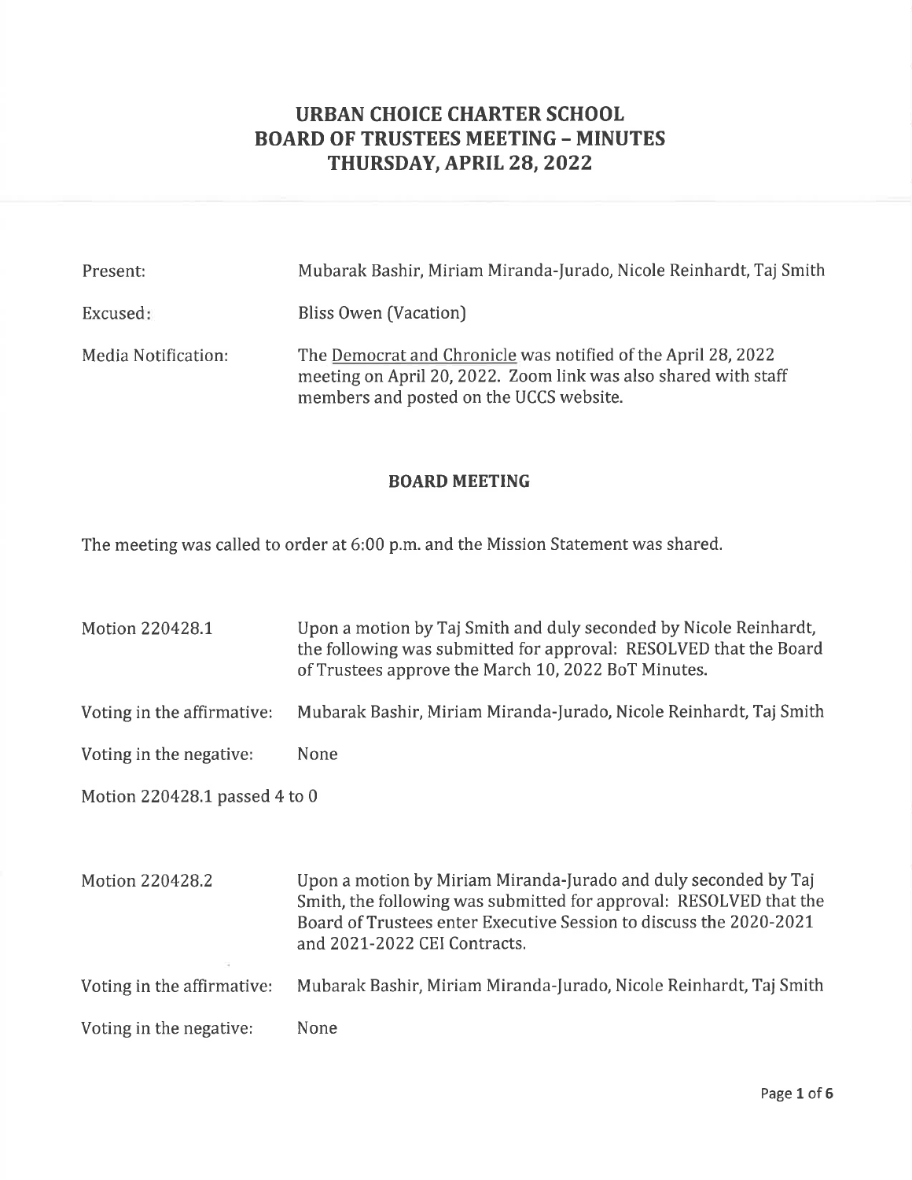# URBAN CHOICE CHARTER SCHOOL
# BOARD OF TRUSTEES MEETING – MINUTES
# THURSDAY, APRIL 28, 2022

| | |
|---|---|
| Present: | Mubarak Bashir, Miriam Miranda-Jurado, Nicole Reinhardt, Taj Smith |
| Excused: | Bliss Owen (Vacation) |
| Media Notification: | The Democrat and Chronicle was notified of the April 28, 2022 meeting on April 20, 2022. Zoom link was also shared with staff members and posted on the UCCS website. |

## BOARD MEETING

The meeting was called to order at 6:00 p.m. and the Mission Statement was shared.

| | |
|---|---|
| Motion 220428.1 | Upon a motion by Taj Smith and duly seconded by Nicole Reinhardt, the following was submitted for approval: RESOLVED that the Board of Trustees approve the March 10, 2022 BoT Minutes. |
| Voting in the affirmative: | Mubarak Bashir, Miriam Miranda-Jurado, Nicole Reinhardt, Taj Smith |
| Voting in the negative: | None |

Motion 220428.1 passed 4 to 0

| | |
|---|---|
| Motion 220428.2 | Upon a motion by Miriam Miranda-Jurado and duly seconded by Taj Smith, the following was submitted for approval: RESOLVED that the Board of Trustees enter Executive Session to discuss the 2020-2021 and 2021-2022 CEI Contracts. |
| Voting in the affirmative: | Mubarak Bashir, Miriam Miranda-Jurado, Nicole Reinhardt, Taj Smith |
| Voting in the negative: | None |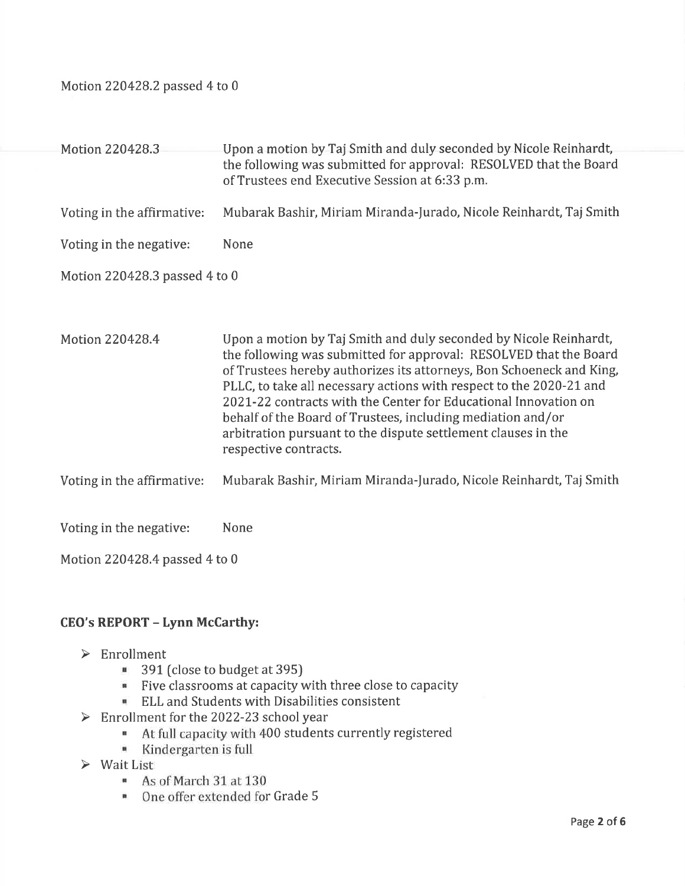Motion 220428.2 passed 4 to 0

Motion 220428.3 — Upon a motion by Taj Smith and duly seconded by Nicole Reinhardt, the following was submitted for approval: RESOLVED that the Board of Trustees end Executive Session at 6:33 p.m.

Voting in the affirmative: Mubarak Bashir, Miriam Miranda-Jurado, Nicole Reinhardt, Taj Smith

Voting in the negative: None

Motion 220428.3 passed 4 to 0

Motion 220428.4 — Upon a motion by Taj Smith and duly seconded by Nicole Reinhardt, the following was submitted for approval: RESOLVED that the Board of Trustees hereby authorizes its attorneys, Bon Schoeneck and King, PLLC, to take all necessary actions with respect to the 2020-21 and 2021-22 contracts with the Center for Educational Innovation on behalf of the Board of Trustees, including mediation and/or arbitration pursuant to the dispute settlement clauses in the respective contracts.

Voting in the affirmative: Mubarak Bashir, Miriam Miranda-Jurado, Nicole Reinhardt, Taj Smith

Voting in the negative: None

Motion 220428.4 passed 4 to 0

## CEO's REPORT – Lynn McCarthy:

- Enrollment
  - 391 (close to budget at 395)
  - Five classrooms at capacity with three close to capacity
  - ELL and Students with Disabilities consistent
- Enrollment for the 2022-23 school year
  - At full capacity with 400 students currently registered
  - Kindergarten is full
- Wait List
  - As of March 31 at 130
  - One offer extended for Grade 5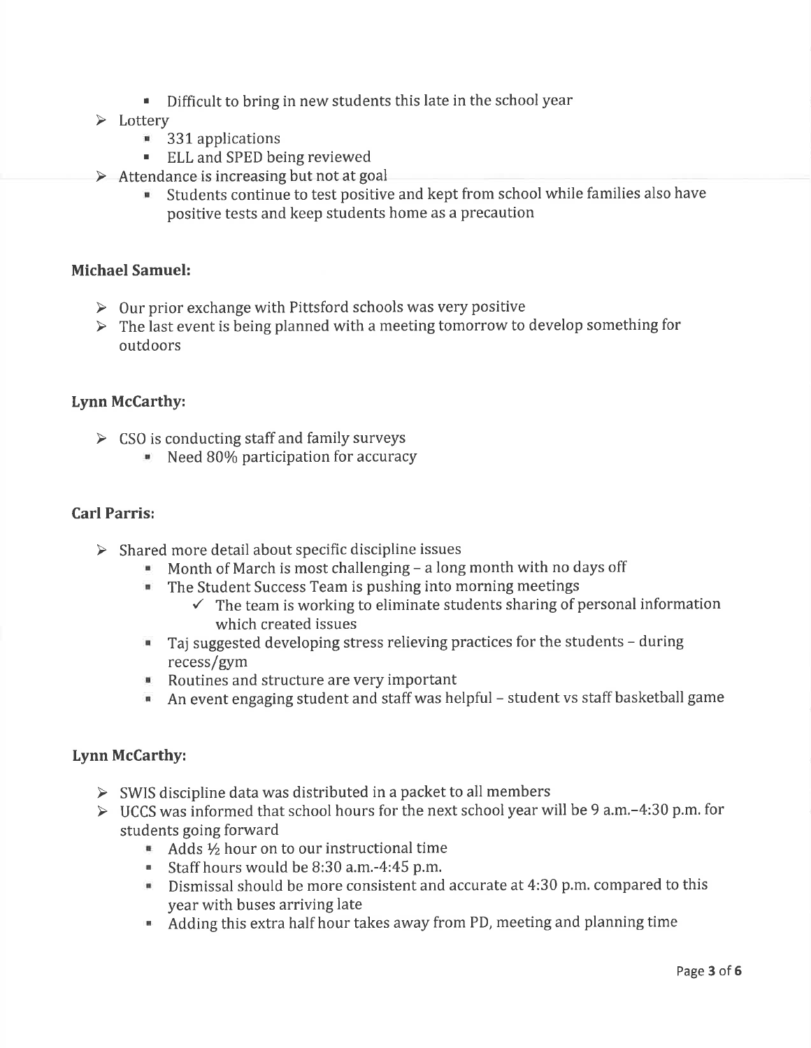- Difficult to bring in new students this late in the school year
- Lottery
    - 331 applications
    - ELL and SPED being reviewed
- Attendance is increasing but not at goal
    - Students continue to test positive and kept from school while families also have positive tests and keep students home as a precaution

**Michael Samuel:**

- Our prior exchange with Pittsford schools was very positive
- The last event is being planned with a meeting tomorrow to develop something for outdoors

**Lynn McCarthy:**

- CSO is conducting staff and family surveys
    - Need 80% participation for accuracy

**Carl Parris:**

- Shared more detail about specific discipline issues
    - Month of March is most challenging – a long month with no days off
    - The Student Success Team is pushing into morning meetings
        - ✓ The team is working to eliminate students sharing of personal information which created issues
    - Taj suggested developing stress relieving practices for the students – during recess/gym
    - Routines and structure are very important
    - An event engaging student and staff was helpful – student vs staff basketball game

**Lynn McCarthy:**

- SWIS discipline data was distributed in a packet to all members
- UCCS was informed that school hours for the next school year will be 9 a.m.–4:30 p.m. for students going forward
    - Adds ½ hour on to our instructional time
    - Staff hours would be 8:30 a.m.-4:45 p.m.
    - Dismissal should be more consistent and accurate at 4:30 p.m. compared to this year with buses arriving late
    - Adding this extra half hour takes away from PD, meeting and planning time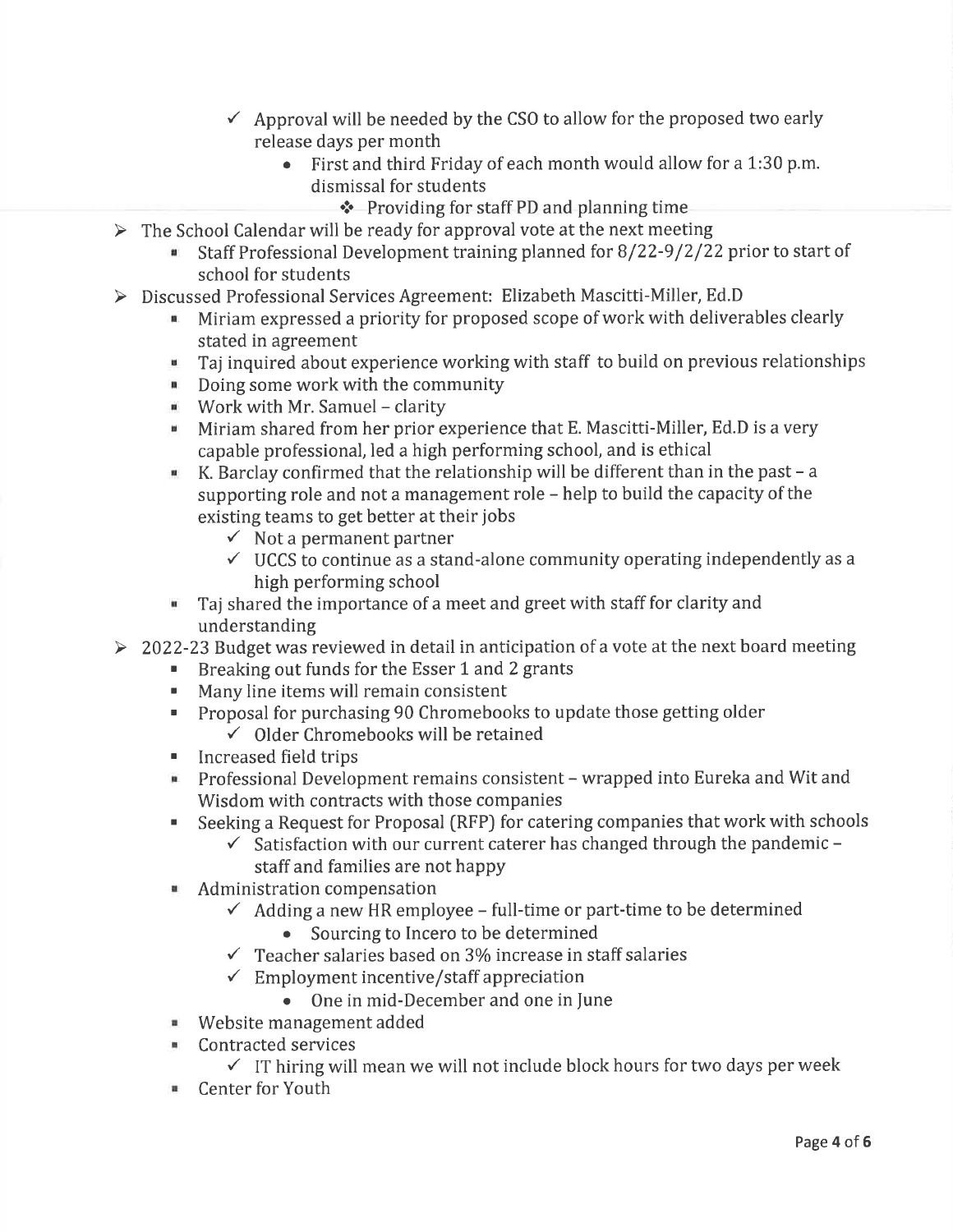- ✓ Approval will be needed by the CSO to allow for the proposed two early release days per month
        - First and third Friday of each month would allow for a 1:30 p.m. dismissal for students
            - ❖ Providing for staff PD and planning time

- ➢ The School Calendar will be ready for approval vote at the next meeting
    - Staff Professional Development training planned for 8/22-9/2/22 prior to start of school for students
- ➢ Discussed Professional Services Agreement: Elizabeth Mascitti-Miller, Ed.D
    - Miriam expressed a priority for proposed scope of work with deliverables clearly stated in agreement
    - Taj inquired about experience working with staff to build on previous relationships
    - Doing some work with the community
    - Work with Mr. Samuel – clarity
    - Miriam shared from her prior experience that E. Mascitti-Miller, Ed.D is a very capable professional, led a high performing school, and is ethical
    - K. Barclay confirmed that the relationship will be different than in the past – a supporting role and not a management role – help to build the capacity of the existing teams to get better at their jobs
        - ✓ Not a permanent partner
        - ✓ UCCS to continue as a stand-alone community operating independently as a high performing school
    - Taj shared the importance of a meet and greet with staff for clarity and understanding
- ➢ 2022-23 Budget was reviewed in detail in anticipation of a vote at the next board meeting
    - Breaking out funds for the Esser 1 and 2 grants
    - Many line items will remain consistent
    - Proposal for purchasing 90 Chromebooks to update those getting older
        - ✓ Older Chromebooks will be retained
    - Increased field trips
    - Professional Development remains consistent – wrapped into Eureka and Wit and Wisdom with contracts with those companies
    - Seeking a Request for Proposal (RFP) for catering companies that work with schools
        - ✓ Satisfaction with our current caterer has changed through the pandemic – staff and families are not happy
    - Administration compensation
        - ✓ Adding a new HR employee – full-time or part-time to be determined
            - Sourcing to Incero to be determined
        - ✓ Teacher salaries based on 3% increase in staff salaries
        - ✓ Employment incentive/staff appreciation
            - One in mid-December and one in June
    - Website management added
    - Contracted services
        - ✓ IT hiring will mean we will not include block hours for two days per week
    - Center for Youth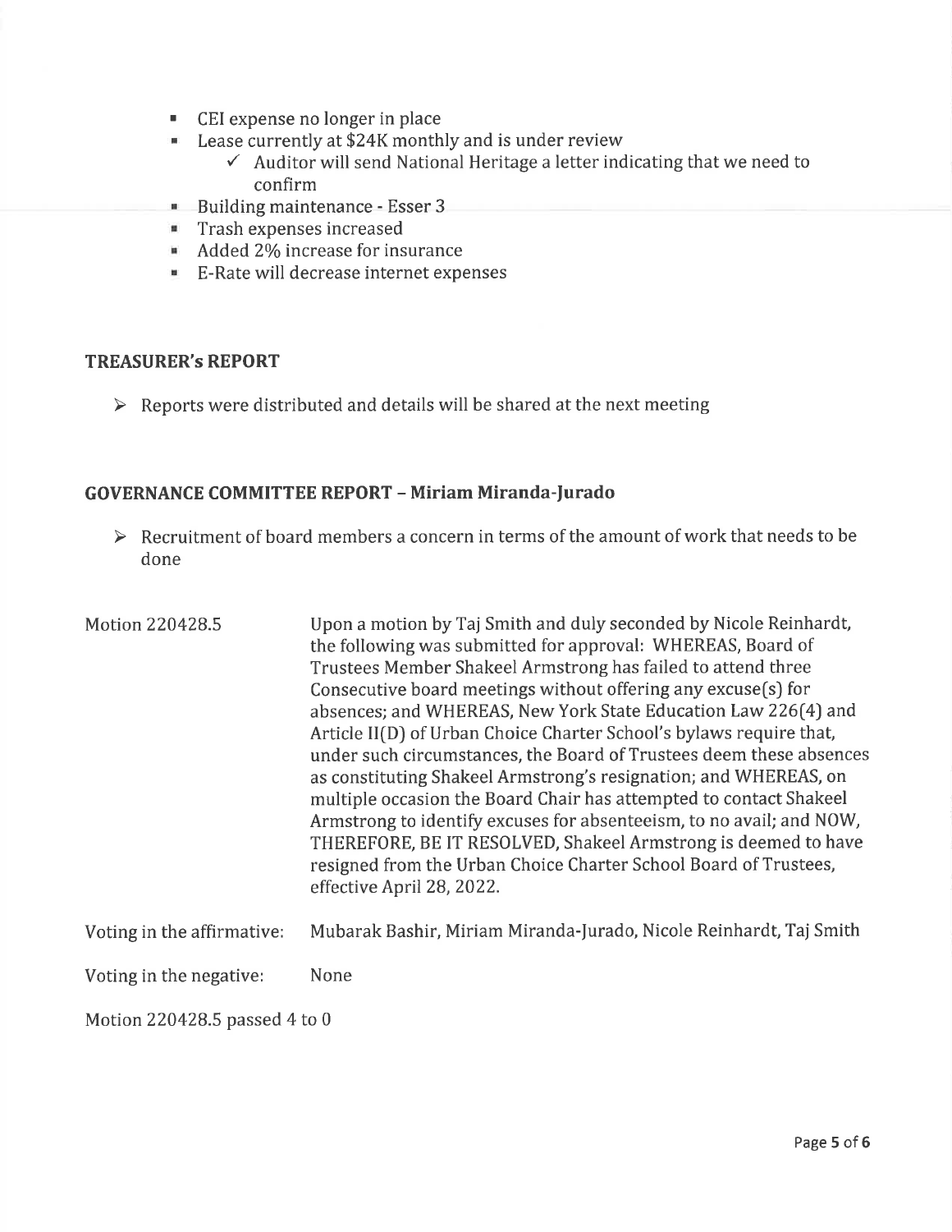- CEI expense no longer in place
- Lease currently at $24K monthly and is under review
  - ✓ Auditor will send National Heritage a letter indicating that we need to confirm
- Building maintenance - Esser 3
- Trash expenses increased
- Added 2% increase for insurance
- E-Rate will decrease internet expenses

## TREASURER's REPORT

- Reports were distributed and details will be shared at the next meeting

## GOVERNANCE COMMITTEE REPORT – Miriam Miranda-Jurado

- Recruitment of board members a concern in terms of the amount of work that needs to be done

| | |
|---|---|
| Motion 220428.5 | Upon a motion by Taj Smith and duly seconded by Nicole Reinhardt, the following was submitted for approval: WHEREAS, Board of Trustees Member Shakeel Armstrong has failed to attend three Consecutive board meetings without offering any excuse(s) for absences; and WHEREAS, New York State Education Law 226(4) and Article II(D) of Urban Choice Charter School's bylaws require that, under such circumstances, the Board of Trustees deem these absences as constituting Shakeel Armstrong's resignation; and WHEREAS, on multiple occasion the Board Chair has attempted to contact Shakeel Armstrong to identify excuses for absenteeism, to no avail; and NOW, THEREFORE, BE IT RESOLVED, Shakeel Armstrong is deemed to have resigned from the Urban Choice Charter School Board of Trustees, effective April 28, 2022. |
| Voting in the affirmative: | Mubarak Bashir, Miriam Miranda-Jurado, Nicole Reinhardt, Taj Smith |
| Voting in the negative: | None |

Motion 220428.5 passed 4 to 0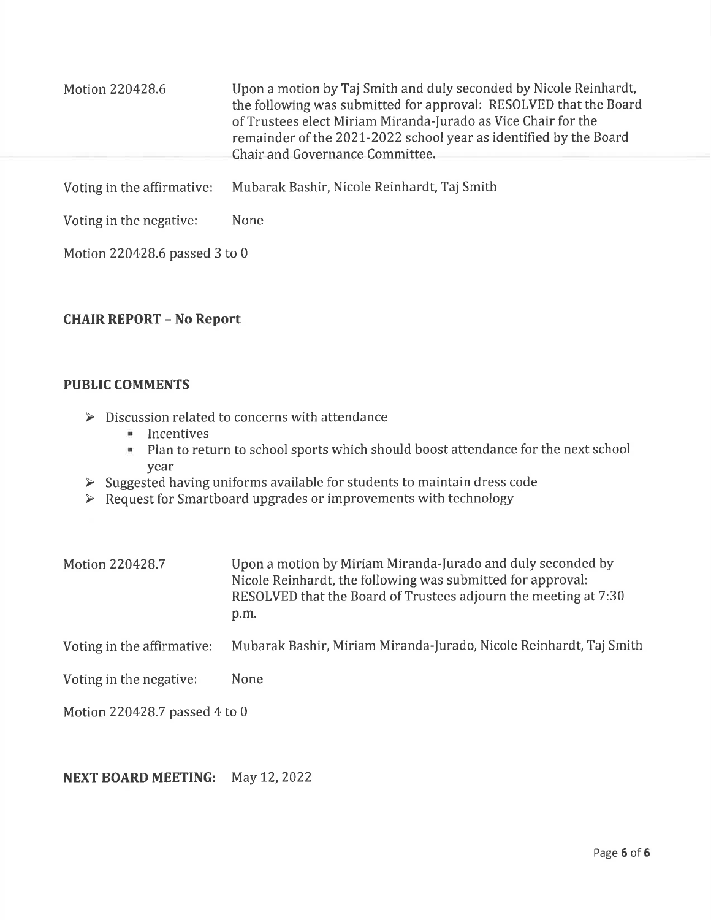| | |
|---|---|
| Motion 220428.6 | Upon a motion by Taj Smith and duly seconded by Nicole Reinhardt, the following was submitted for approval: RESOLVED that the Board of Trustees elect Miriam Miranda-Jurado as Vice Chair for the remainder of the 2021-2022 school year as identified by the Board Chair and Governance Committee. |
| Voting in the affirmative: | Mubarak Bashir, Nicole Reinhardt, Taj Smith |
| Voting in the negative: | None |

Motion 220428.6 passed 3 to 0

**CHAIR REPORT – No Report**

**PUBLIC COMMENTS**

- Discussion related to concerns with attendance
  - Incentives
  - Plan to return to school sports which should boost attendance for the next school year
- Suggested having uniforms available for students to maintain dress code
- Request for Smartboard upgrades or improvements with technology

| | |
|---|---|
| Motion 220428.7 | Upon a motion by Miriam Miranda-Jurado and duly seconded by Nicole Reinhardt, the following was submitted for approval: RESOLVED that the Board of Trustees adjourn the meeting at 7:30 p.m. |
| Voting in the affirmative: | Mubarak Bashir, Miriam Miranda-Jurado, Nicole Reinhardt, Taj Smith |
| Voting in the negative: | None |

Motion 220428.7 passed 4 to 0

**NEXT BOARD MEETING:** May 12, 2022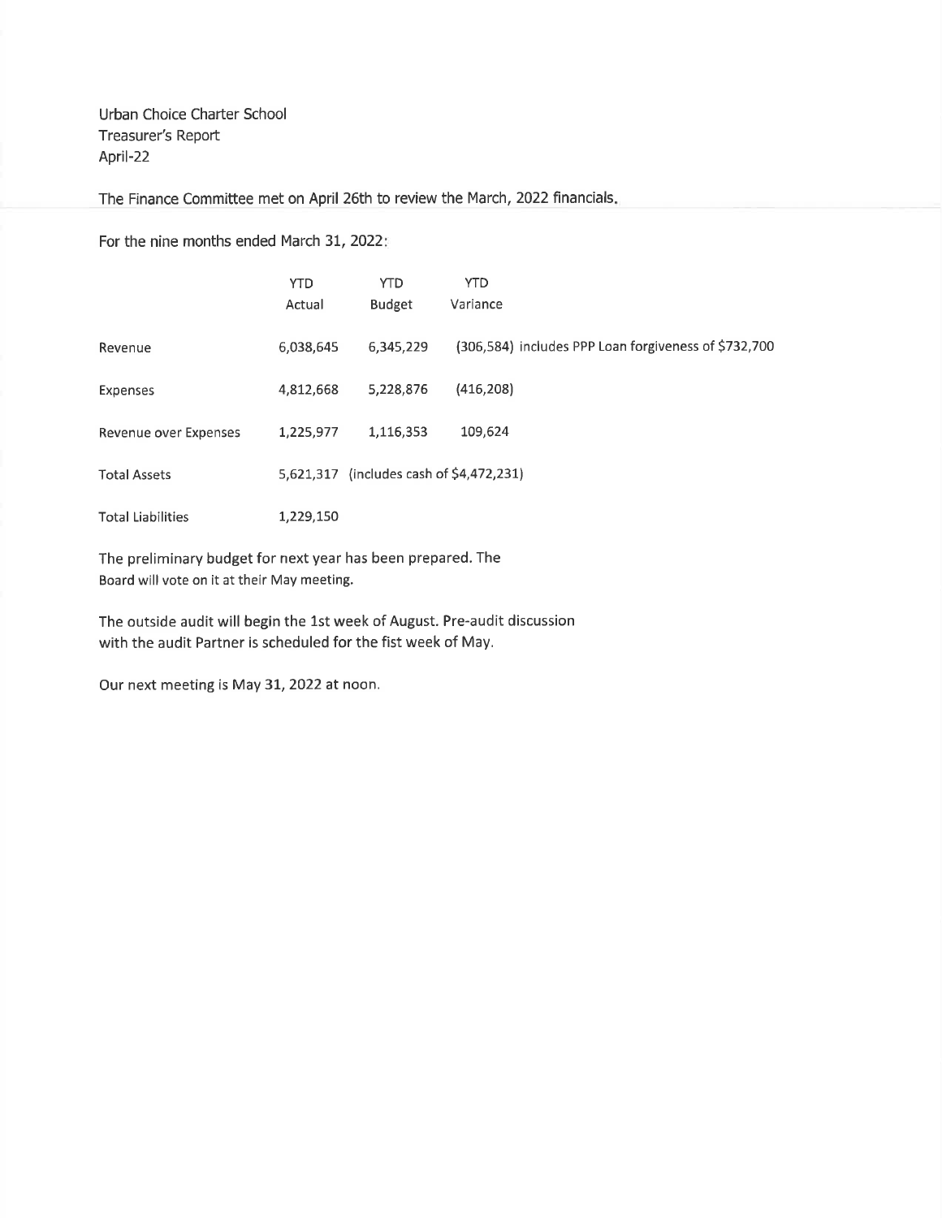Urban Choice Charter School
Treasurer's Report
April-22

The Finance Committee met on April 26th to review the March, 2022 financials.

For the nine months ended March 31, 2022:

| | YTD Actual | YTD Budget | YTD Variance | |
|---|---|---|---|---|
| Revenue | 6,038,645 | 6,345,229 | (306,584) | includes PPP Loan forgiveness of $732,700 |
| Expenses | 4,812,668 | 5,228,876 | (416,208) | |
| Revenue over Expenses | 1,225,977 | 1,116,353 | 109,624 | |
| Total Assets | 5,621,317 | (includes cash of $4,472,231) | | |
| Total Liabilities | 1,229,150 | | | |

The preliminary budget for next year has been prepared. The Board will vote on it at their May meeting.

The outside audit will begin the 1st week of August. Pre-audit discussion with the audit Partner is scheduled for the fist week of May.

Our next meeting is May 31, 2022 at noon.